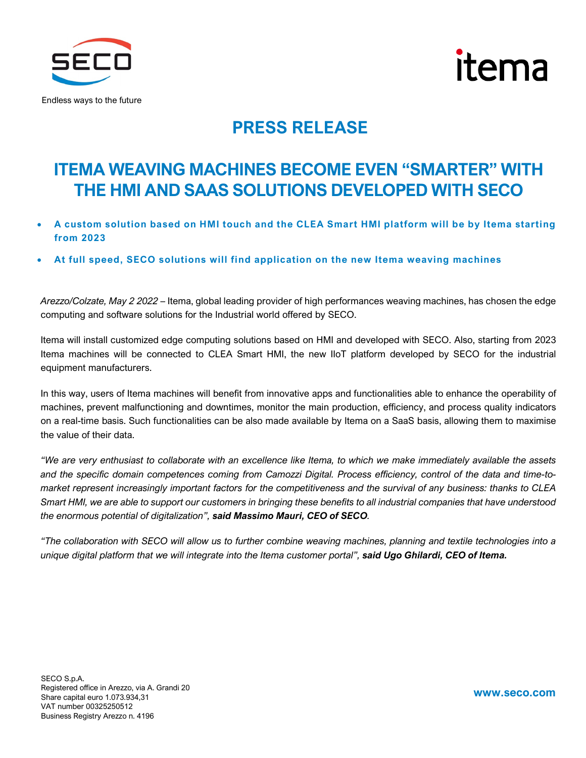SECO

Endless ways to the future

itema

# PRESS RELEASE

# ITEMA WEAVING MACHINES BECOME EVEN "SMARTER" WITH THE HMI AND SAAS SOLUTIONS DEVELOPED WITH SECO

- **A custom solution based on HMI touch and the CLEA Smart HMI platform will be by Itema starting from 2023**
- **At full speed, SECO solutions will find application on the new Itema weaving machines**

*Arezzo/Colzate, May 2 2022* – Itema, global leading provider of high performances weaving machines, has chosen the edge computing and software solutions for the Industrial world offered by SECO.

Itema will install customized edge computing solutions based on HMI and developed with SECO. Also, starting from 2023 Itema machines will be connected to CLEA Smart HMI, the new IIoT platform developed by SECO for the industrial equipment manufacturers.

In this way, users of Itema machines will benefit from innovative apps and functionalities able to enhance the operability of machines, prevent malfunctioning and downtimes, monitor the main production, efficiency, and process quality indicators on a real-time basis. Such functionalities can be also made available by Itema on a SaaS basis, allowing them to maximise the value of their data.

*"We are very enthusiast to collaborate with an excellence like Itema, to which we make immediately available the assets and the specific domain competences coming from Camozzi Digital. Process efficiency, control of the data and time-to-market represent increasingly important factors for the competitiveness and the survival of any business: thanks to CLEA Smart HMI, we are able to support our customers in bringing these benefits to all industrial companies that have understood the enormous potential of digitalization", **said Massimo Mauri, CEO of SECO**.*

*"The collaboration with SECO will allow us to further combine weaving machines, planning and textile technologies into a unique digital platform that we will integrate into the Itema customer portal", **said Ugo Ghilardi, CEO of Itema.***

SECO S.p.A.
Registered office in Arezzo, via A. Grandi 20
Share capital euro 1.073.934,31
VAT number 00325250512
Business Registry Arezzo n. 4196

www.seco.com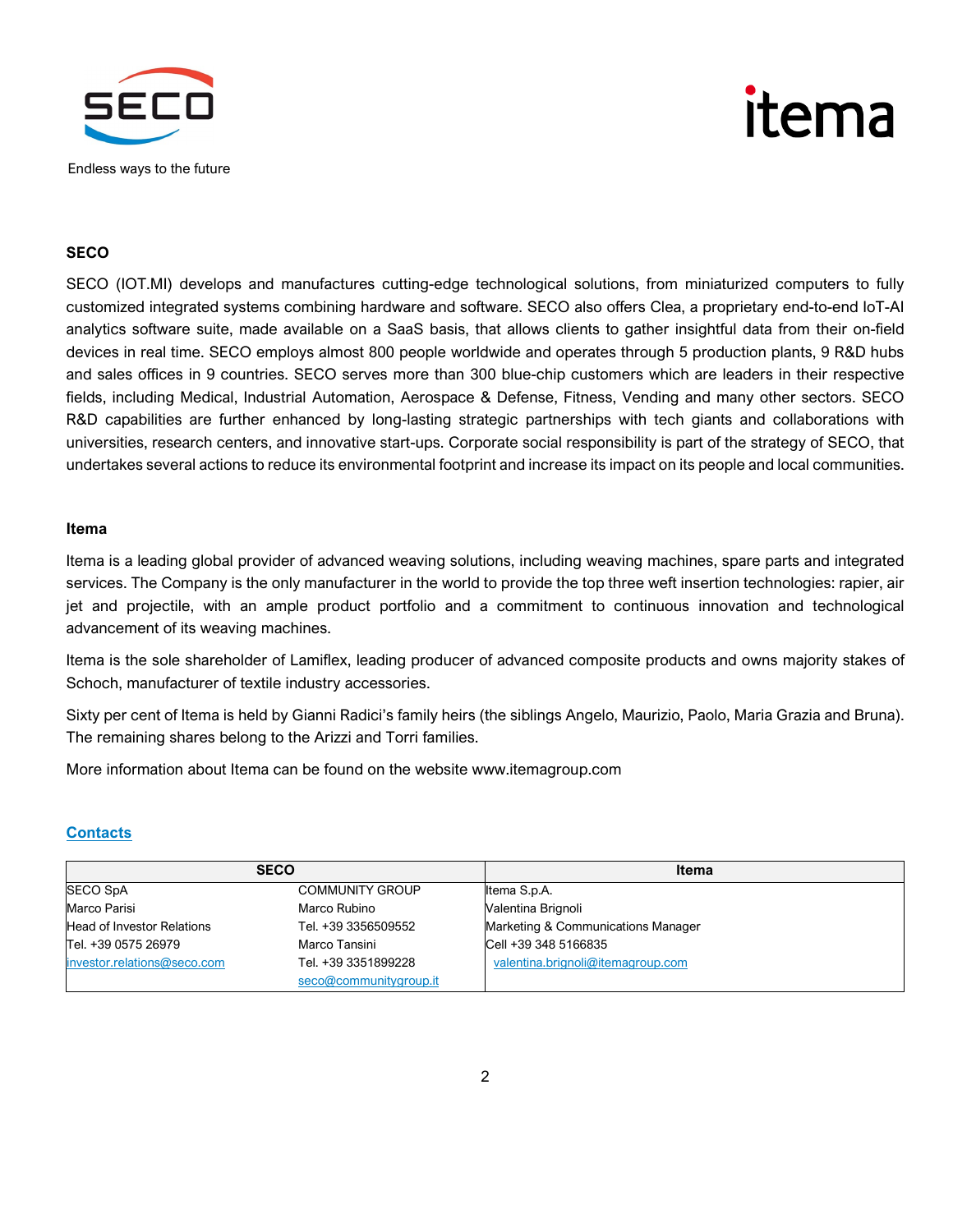Endless ways to the future

### SECO

SECO (IOT.MI) develops and manufactures cutting-edge technological solutions, from miniaturized computers to fully customized integrated systems combining hardware and software. SECO also offers Clea, a proprietary end-to-end IoT-AI analytics software suite, made available on a SaaS basis, that allows clients to gather insightful data from their on-field devices in real time. SECO employs almost 800 people worldwide and operates through 5 production plants, 9 R&D hubs and sales offices in 9 countries. SECO serves more than 300 blue-chip customers which are leaders in their respective fields, including Medical, Industrial Automation, Aerospace & Defense, Fitness, Vending and many other sectors. SECO R&D capabilities are further enhanced by long-lasting strategic partnerships with tech giants and collaborations with universities, research centers, and innovative start-ups. Corporate social responsibility is part of the strategy of SECO, that undertakes several actions to reduce its environmental footprint and increase its impact on its people and local communities.

### Itema

Itema is a leading global provider of advanced weaving solutions, including weaving machines, spare parts and integrated services. The Company is the only manufacturer in the world to provide the top three weft insertion technologies: rapier, air jet and projectile, with an ample product portfolio and a commitment to continuous innovation and technological advancement of its weaving machines.

Itema is the sole shareholder of Lamiflex, leading producer of advanced composite products and owns majority stakes of Schoch, manufacturer of textile industry accessories.

Sixty per cent of Itema is held by Gianni Radici's family heirs (the siblings Angelo, Maurizio, Paolo, Maria Grazia and Bruna). The remaining shares belong to the Arizzi and Torri families.

More information about Itema can be found on the website www.itemagroup.com

### Contacts

| SECO | | Itema |
|---|---|---|
| SECO SpA | COMMUNITY GROUP | Itema S.p.A. |
| Marco Parisi | Marco Rubino | Valentina Brignoli |
| Head of Investor Relations | Tel. +39 3356509552 | Marketing & Communications Manager |
| Tel. +39 0575 26979 | Marco Tansini | Cell +39 348 5166835 |
| investor.relations@seco.com | Tel. +39 3351899228 | valentina.brignoli@itemagroup.com |
| | seco@communitygroup.it | |